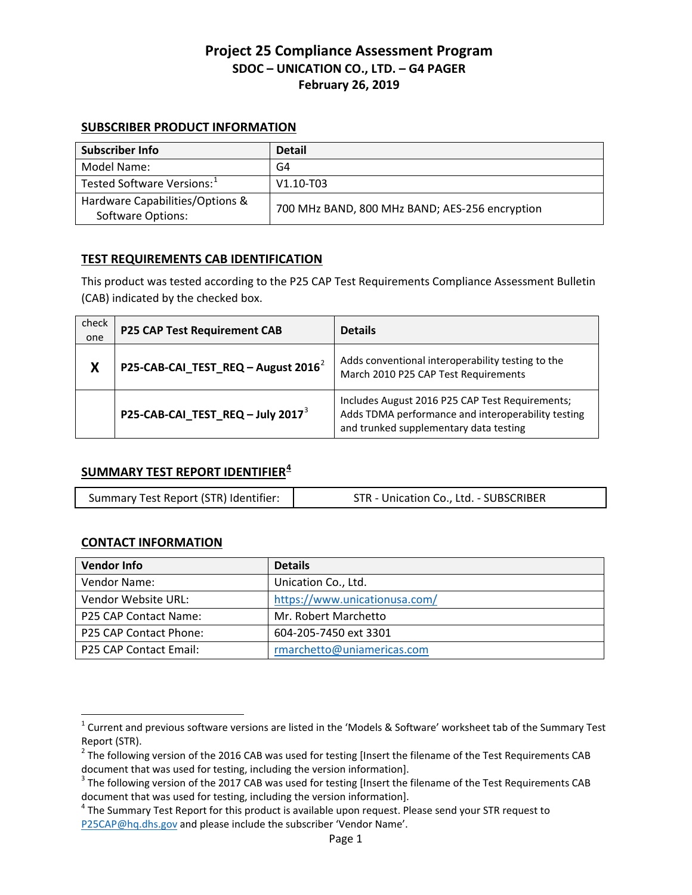# Project 25 Compliance Assessment Program

## SDOC – UNICATION CO., LTD. – G4 PAGER

**February 26, 2019**

## SUBSCRIBER PRODUCT INFORMATION

| Subscriber Info | Detail |
|---|---|
| Model Name: | G4 |
| Tested Software Versions:[1] | V1.10-T03 |
| Hardware Capabilities/Options & Software Options: | 700 MHz BAND, 800 MHz BAND; AES-256 encryption |

## TEST REQUIREMENTS CAB IDENTIFICATION

This product was tested according to the P25 CAP Test Requirements Compliance Assessment Bulletin (CAB) indicated by the checked box.

| check one | P25 CAP Test Requirement CAB | Details |
|---|---|---|
| X | **P25-CAB-CAI_TEST_REQ – August 2016**[2] | Adds conventional interoperability testing to the March 2010 P25 CAP Test Requirements |
| | **P25-CAB-CAI_TEST_REQ – July 2017**[3] | Includes August 2016 P25 CAP Test Requirements; Adds TDMA performance and interoperability testing and trunked supplementary data testing |

## SUMMARY TEST REPORT IDENTIFIER[4]

| Summary Test Report (STR) Identifier: | STR - Unication Co., Ltd. - SUBSCRIBER |
|---|---|

## CONTACT INFORMATION

| Vendor Info | Details |
|---|---|
| Vendor Name: | Unication Co., Ltd. |
| Vendor Website URL: | https://www.unicationusa.com/ |
| P25 CAP Contact Name: | Mr. Robert Marchetto |
| P25 CAP Contact Phone: | 604-205-7450 ext 3301 |
| P25 CAP Contact Email: | rmarchetto@uniamericas.com |

---

[1] Current and previous software versions are listed in the 'Models & Software' worksheet tab of the Summary Test Report (STR).

[2] The following version of the 2016 CAB was used for testing [Insert the filename of the Test Requirements CAB document that was used for testing, including the version information].

[3] The following version of the 2017 CAB was used for testing [Insert the filename of the Test Requirements CAB document that was used for testing, including the version information].

[4] The Summary Test Report for this product is available upon request. Please send your STR request to P25CAP@hq.dhs.gov and please include the subscriber 'Vendor Name'.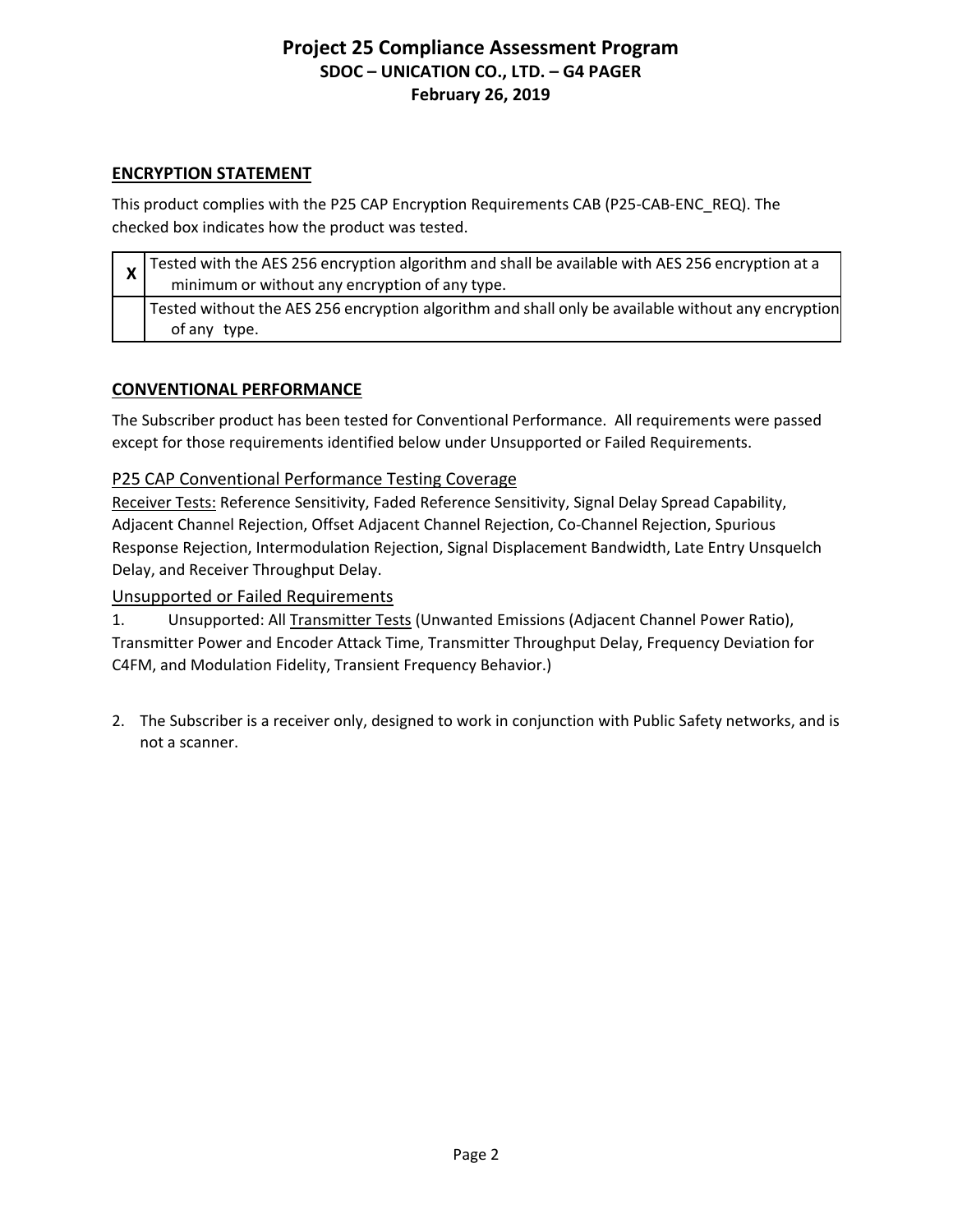## ENCRYPTION STATEMENT

This product complies with the P25 CAP Encryption Requirements CAB (P25-CAB-ENC_REQ). The checked box indicates how the product was tested.

| | |
|---|---|
| X | Tested with the AES 256 encryption algorithm and shall be available with AES 256 encryption at a minimum or without any encryption of any type. |
| | Tested without the AES 256 encryption algorithm and shall only be available without any encryption of any type. |

## CONVENTIONAL PERFORMANCE

The Subscriber product has been tested for Conventional Performance. All requirements were passed except for those requirements identified below under Unsupported or Failed Requirements.

### P25 CAP Conventional Performance Testing Coverage

Receiver Tests: Reference Sensitivity, Faded Reference Sensitivity, Signal Delay Spread Capability, Adjacent Channel Rejection, Offset Adjacent Channel Rejection, Co-Channel Rejection, Spurious Response Rejection, Intermodulation Rejection, Signal Displacement Bandwidth, Late Entry Unsquelch Delay, and Receiver Throughput Delay.

### Unsupported or Failed Requirements

1. Unsupported: All Transmitter Tests (Unwanted Emissions (Adjacent Channel Power Ratio), Transmitter Power and Encoder Attack Time, Transmitter Throughput Delay, Frequency Deviation for C4FM, and Modulation Fidelity, Transient Frequency Behavior.)

2. The Subscriber is a receiver only, designed to work in conjunction with Public Safety networks, and is not a scanner.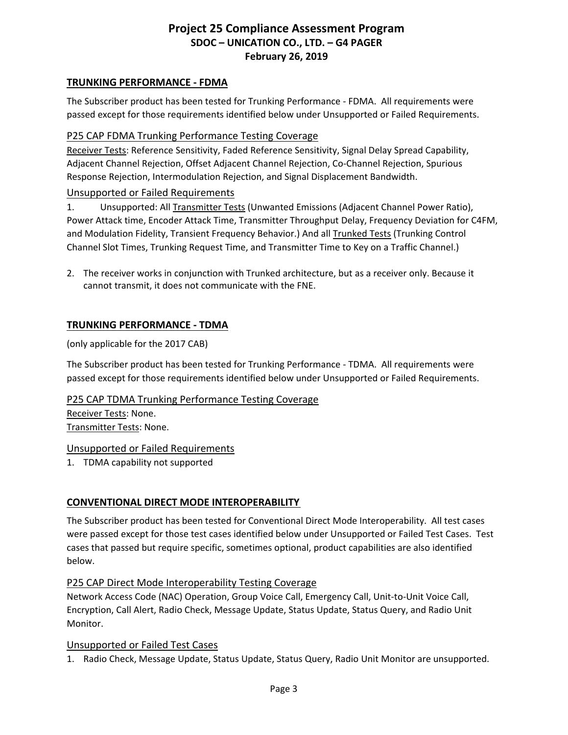## TRUNKING PERFORMANCE - FDMA

The Subscriber product has been tested for Trunking Performance - FDMA. All requirements were passed except for those requirements identified below under Unsupported or Failed Requirements.

### P25 CAP FDMA Trunking Performance Testing Coverage

Receiver Tests: Reference Sensitivity, Faded Reference Sensitivity, Signal Delay Spread Capability, Adjacent Channel Rejection, Offset Adjacent Channel Rejection, Co-Channel Rejection, Spurious Response Rejection, Intermodulation Rejection, and Signal Displacement Bandwidth.

### Unsupported or Failed Requirements

1. Unsupported: All Transmitter Tests (Unwanted Emissions (Adjacent Channel Power Ratio), Power Attack time, Encoder Attack Time, Transmitter Throughput Delay, Frequency Deviation for C4FM, and Modulation Fidelity, Transient Frequency Behavior.) And all Trunked Tests (Trunking Control Channel Slot Times, Trunking Request Time, and Transmitter Time to Key on a Traffic Channel.)

2. The receiver works in conjunction with Trunked architecture, but as a receiver only. Because it cannot transmit, it does not communicate with the FNE.

## TRUNKING PERFORMANCE - TDMA

(only applicable for the 2017 CAB)

The Subscriber product has been tested for Trunking Performance - TDMA. All requirements were passed except for those requirements identified below under Unsupported or Failed Requirements.

### P25 CAP TDMA Trunking Performance Testing Coverage

Receiver Tests: None.
Transmitter Tests: None.

### Unsupported or Failed Requirements

1. TDMA capability not supported

## CONVENTIONAL DIRECT MODE INTEROPERABILITY

The Subscriber product has been tested for Conventional Direct Mode Interoperability. All test cases were passed except for those test cases identified below under Unsupported or Failed Test Cases. Test cases that passed but require specific, sometimes optional, product capabilities are also identified below.

### P25 CAP Direct Mode Interoperability Testing Coverage

Network Access Code (NAC) Operation, Group Voice Call, Emergency Call, Unit-to-Unit Voice Call, Encryption, Call Alert, Radio Check, Message Update, Status Update, Status Query, and Radio Unit Monitor.

### Unsupported or Failed Test Cases

1. Radio Check, Message Update, Status Update, Status Query, Radio Unit Monitor are unsupported.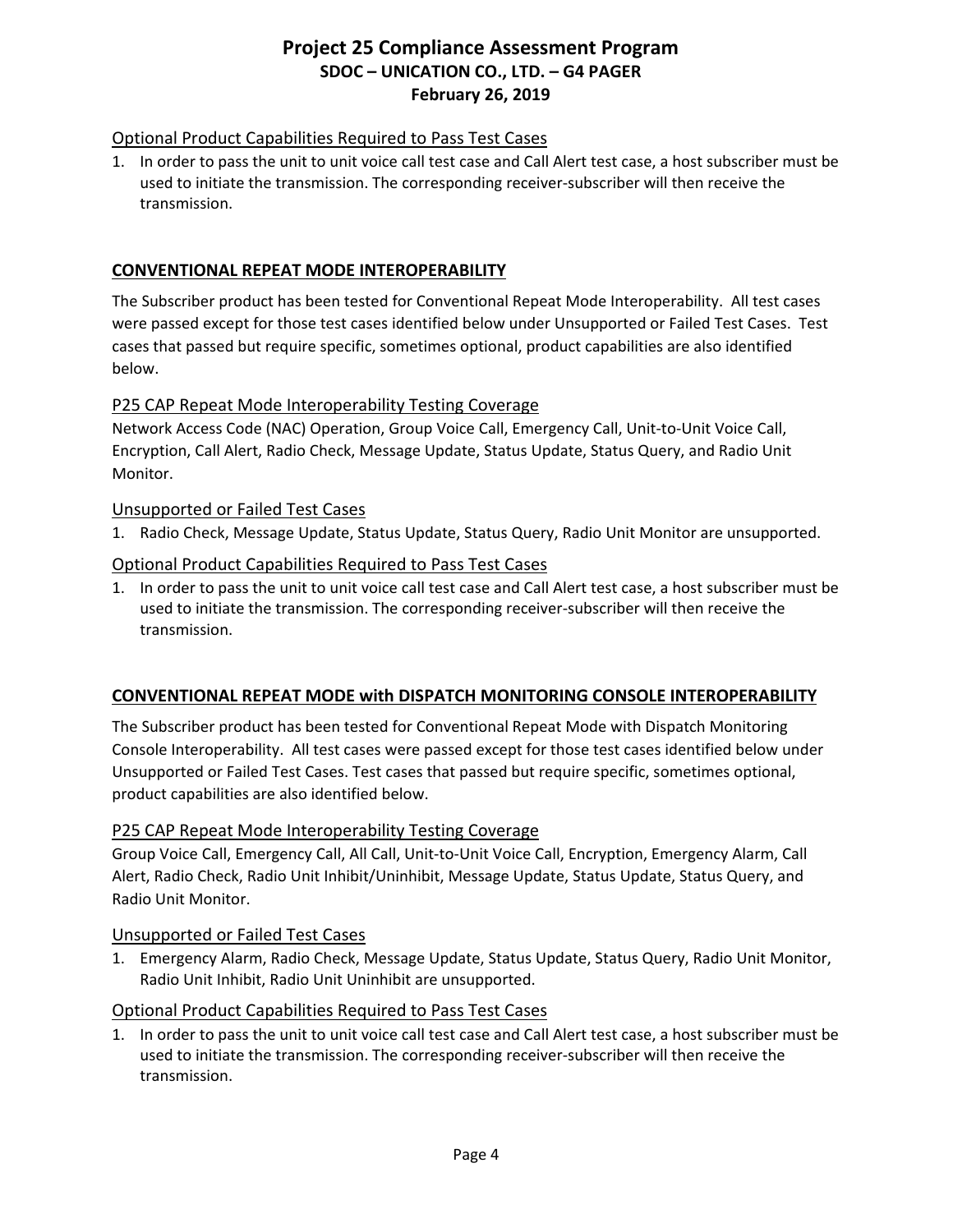### Optional Product Capabilities Required to Pass Test Cases

1. In order to pass the unit to unit voice call test case and Call Alert test case, a host subscriber must be used to initiate the transmission. The corresponding receiver-subscriber will then receive the transmission.

## CONVENTIONAL REPEAT MODE INTEROPERABILITY

The Subscriber product has been tested for Conventional Repeat Mode Interoperability. All test cases were passed except for those test cases identified below under Unsupported or Failed Test Cases. Test cases that passed but require specific, sometimes optional, product capabilities are also identified below.

### P25 CAP Repeat Mode Interoperability Testing Coverage

Network Access Code (NAC) Operation, Group Voice Call, Emergency Call, Unit-to-Unit Voice Call, Encryption, Call Alert, Radio Check, Message Update, Status Update, Status Query, and Radio Unit Monitor.

### Unsupported or Failed Test Cases

1. Radio Check, Message Update, Status Update, Status Query, Radio Unit Monitor are unsupported.

### Optional Product Capabilities Required to Pass Test Cases

1. In order to pass the unit to unit voice call test case and Call Alert test case, a host subscriber must be used to initiate the transmission. The corresponding receiver-subscriber will then receive the transmission.

## CONVENTIONAL REPEAT MODE with DISPATCH MONITORING CONSOLE INTEROPERABILITY

The Subscriber product has been tested for Conventional Repeat Mode with Dispatch Monitoring Console Interoperability. All test cases were passed except for those test cases identified below under Unsupported or Failed Test Cases. Test cases that passed but require specific, sometimes optional, product capabilities are also identified below.

### P25 CAP Repeat Mode Interoperability Testing Coverage

Group Voice Call, Emergency Call, All Call, Unit-to-Unit Voice Call, Encryption, Emergency Alarm, Call Alert, Radio Check, Radio Unit Inhibit/Uninhibit, Message Update, Status Update, Status Query, and Radio Unit Monitor.

### Unsupported or Failed Test Cases

1. Emergency Alarm, Radio Check, Message Update, Status Update, Status Query, Radio Unit Monitor, Radio Unit Inhibit, Radio Unit Uninhibit are unsupported.

### Optional Product Capabilities Required to Pass Test Cases

1. In order to pass the unit to unit voice call test case and Call Alert test case, a host subscriber must be used to initiate the transmission. The corresponding receiver-subscriber will then receive the transmission.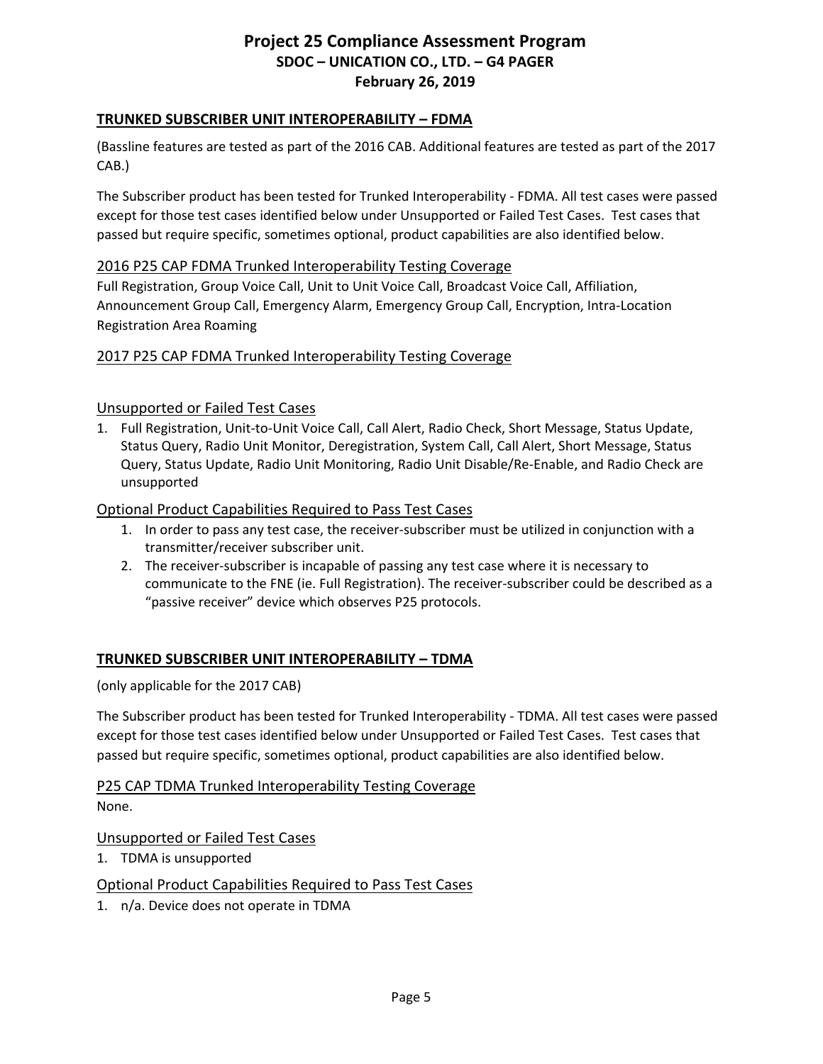## TRUNKED SUBSCRIBER UNIT INTEROPERABILITY – FDMA

(Bassline features are tested as part of the 2016 CAB. Additional features are tested as part of the 2017 CAB.)

The Subscriber product has been tested for Trunked Interoperability - FDMA. All test cases were passed except for those test cases identified below under Unsupported or Failed Test Cases. Test cases that passed but require specific, sometimes optional, product capabilities are also identified below.

### 2016 P25 CAP FDMA Trunked Interoperability Testing Coverage

Full Registration, Group Voice Call, Unit to Unit Voice Call, Broadcast Voice Call, Affiliation, Announcement Group Call, Emergency Alarm, Emergency Group Call, Encryption, Intra-Location Registration Area Roaming

### 2017 P25 CAP FDMA Trunked Interoperability Testing Coverage

### Unsupported or Failed Test Cases

1. Full Registration, Unit-to-Unit Voice Call, Call Alert, Radio Check, Short Message, Status Update, Status Query, Radio Unit Monitor, Deregistration, System Call, Call Alert, Short Message, Status Query, Status Update, Radio Unit Monitoring, Radio Unit Disable/Re-Enable, and Radio Check are unsupported

### Optional Product Capabilities Required to Pass Test Cases

1. In order to pass any test case, the receiver-subscriber must be utilized in conjunction with a transmitter/receiver subscriber unit.
2. The receiver-subscriber is incapable of passing any test case where it is necessary to communicate to the FNE (ie. Full Registration). The receiver-subscriber could be described as a "passive receiver" device which observes P25 protocols.

## TRUNKED SUBSCRIBER UNIT INTEROPERABILITY – TDMA

(only applicable for the 2017 CAB)

The Subscriber product has been tested for Trunked Interoperability - TDMA. All test cases were passed except for those test cases identified below under Unsupported or Failed Test Cases. Test cases that passed but require specific, sometimes optional, product capabilities are also identified below.

### P25 CAP TDMA Trunked Interoperability Testing Coverage

None.

### Unsupported or Failed Test Cases

1. TDMA is unsupported

### Optional Product Capabilities Required to Pass Test Cases

1. n/a. Device does not operate in TDMA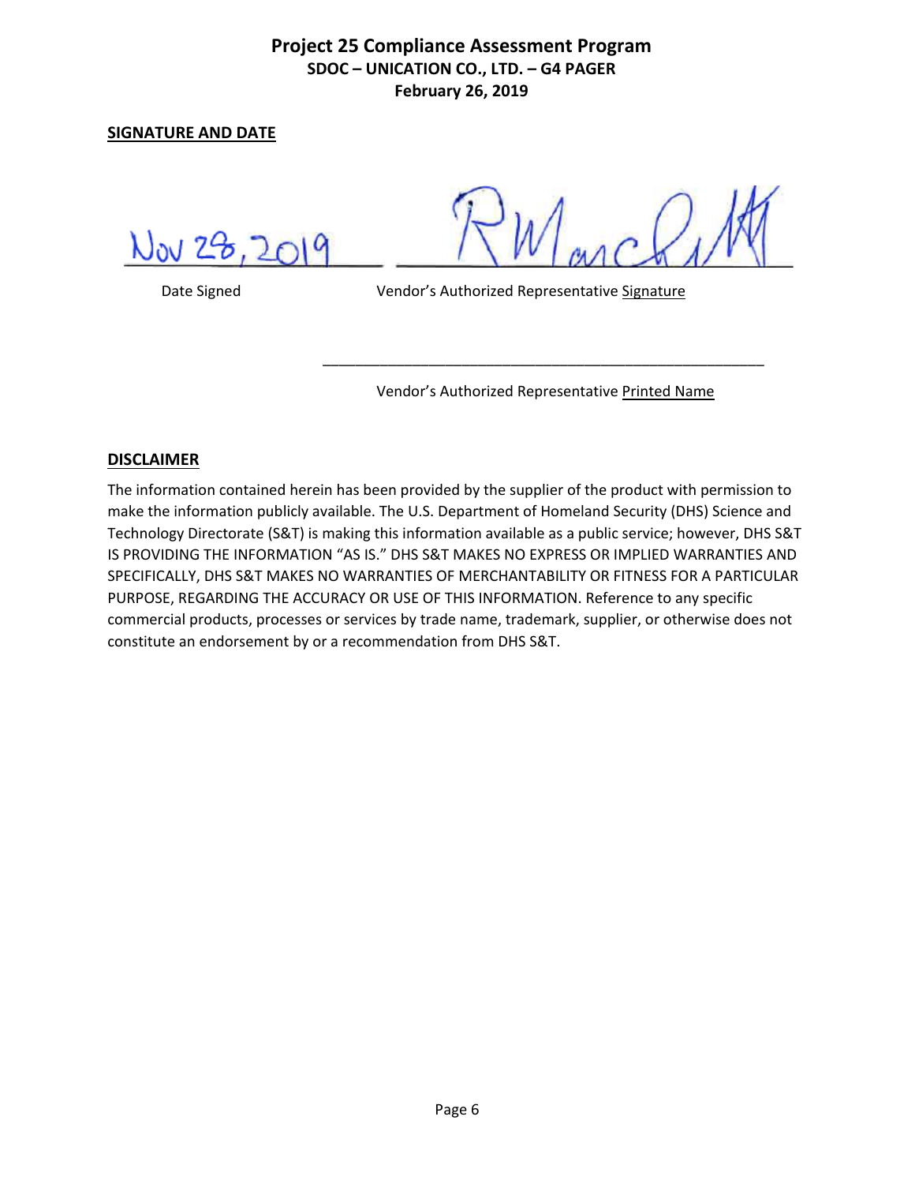**SIGNATURE AND DATE**

Nov 28, 2019

Date Signed

Vendor's Authorized Representative Signature

\_\_\_\_\_\_\_\_\_\_\_\_\_\_\_\_\_\_\_\_\_\_\_\_\_\_\_\_\_\_\_\_\_\_\_\_\_\_\_\_\_\_\_\_\_\_\_\_\_\_\_\_\_\_

Vendor's Authorized Representative Printed Name

**DISCLAIMER**

The information contained herein has been provided by the supplier of the product with permission to make the information publicly available. The U.S. Department of Homeland Security (DHS) Science and Technology Directorate (S&T) is making this information available as a public service; however, DHS S&T IS PROVIDING THE INFORMATION "AS IS." DHS S&T MAKES NO EXPRESS OR IMPLIED WARRANTIES AND SPECIFICALLY, DHS S&T MAKES NO WARRANTIES OF MERCHANTABILITY OR FITNESS FOR A PARTICULAR PURPOSE, REGARDING THE ACCURACY OR USE OF THIS INFORMATION. Reference to any specific commercial products, processes or services by trade name, trademark, supplier, or otherwise does not constitute an endorsement by or a recommendation from DHS S&T.